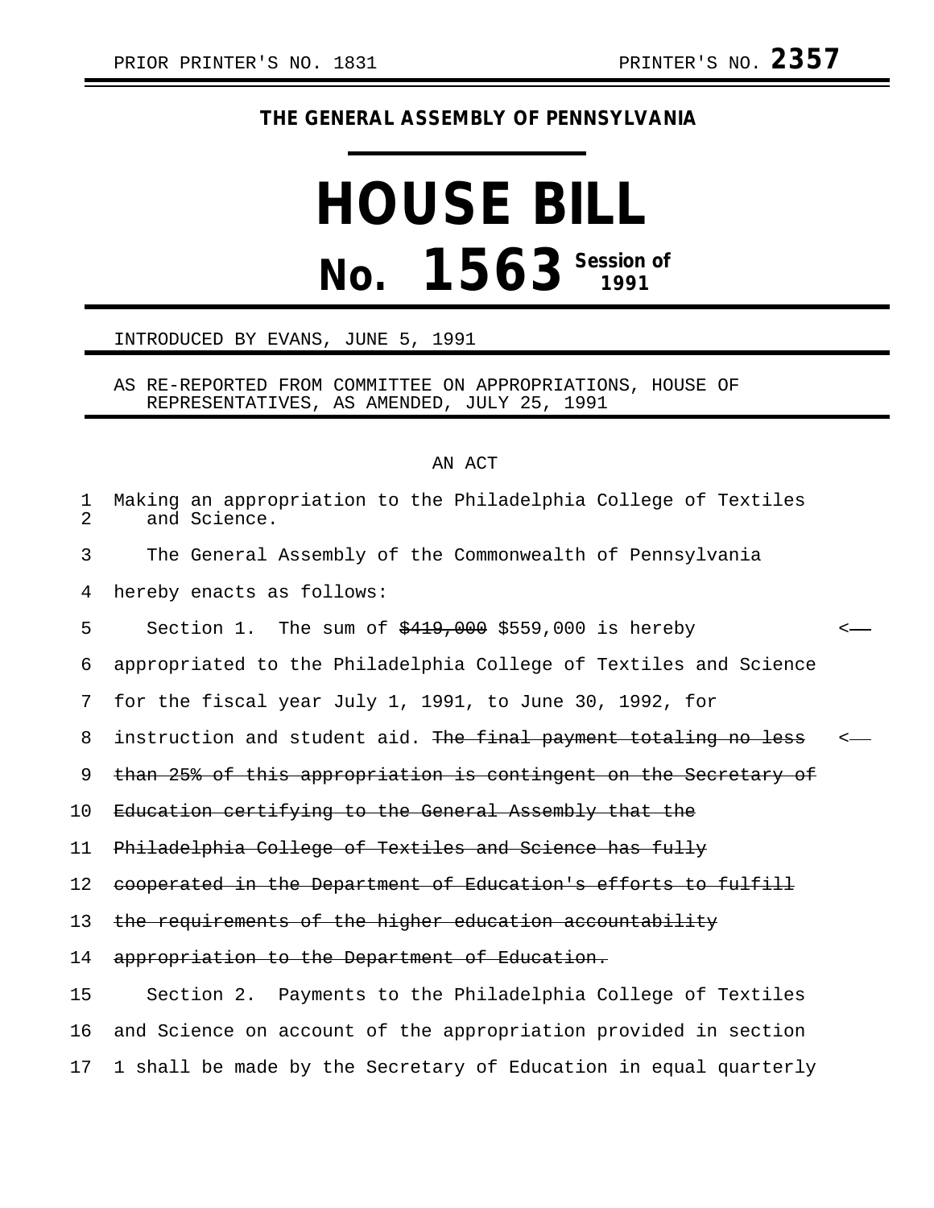PRIOR PRINTER'S NO. 1831 PRINTER'S NO. **2357**

**THE GENERAL ASSEMBLY OF PENNSYLVANIA**

# HOUSE BILL

# No. 1563 Session of 1991

INTRODUCED BY EVANS, JUNE 5, 1991

AS RE-REPORTED FROM COMMITTEE ON APPROPRIATIONS, HOUSE OF REPRESENTATIVES, AS AMENDED, JULY 25, 1991

AN ACT

Making an appropriation to the Philadelphia College of Textiles and Science.

The General Assembly of the Commonwealth of Pennsylvania hereby enacts as follows:

Section 1. The sum of ~~$419,000~~ $559,000 is hereby appropriated to the Philadelphia College of Textiles and Science for the fiscal year July 1, 1991, to June 30, 1992, for instruction and student aid. ~~The final payment totaling no less than 25% of this appropriation is contingent on the Secretary of Education certifying to the General Assembly that the Philadelphia College of Textiles and Science has fully cooperated in the Department of Education's efforts to fulfill the requirements of the higher education accountability appropriation to the Department of Education.~~

Section 2. Payments to the Philadelphia College of Textiles and Science on account of the appropriation provided in section 1 shall be made by the Secretary of Education in equal quarterly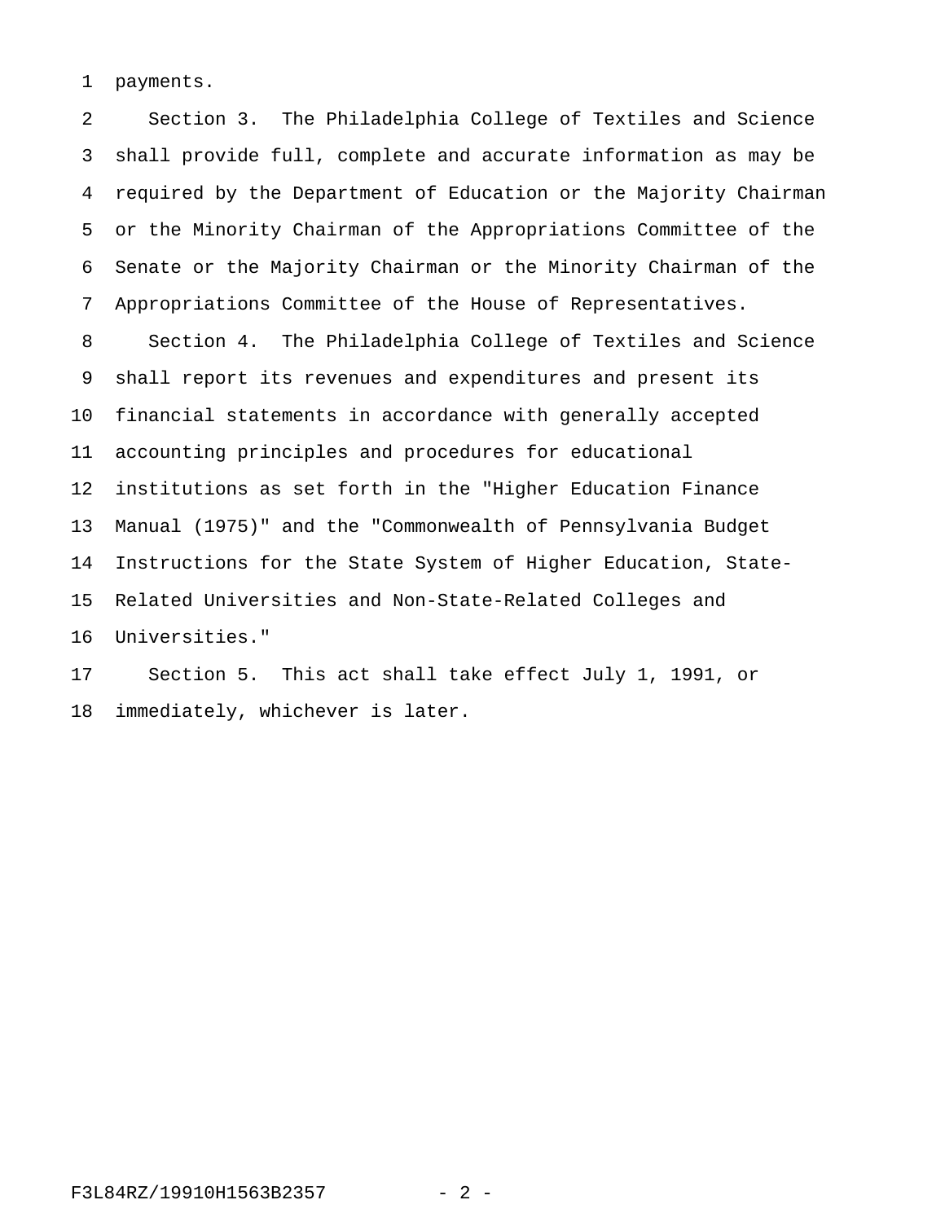payments.

Section 3. The Philadelphia College of Textiles and Science shall provide full, complete and accurate information as may be required by the Department of Education or the Majority Chairman or the Minority Chairman of the Appropriations Committee of the Senate or the Majority Chairman or the Minority Chairman of the Appropriations Committee of the House of Representatives.

Section 4. The Philadelphia College of Textiles and Science shall report its revenues and expenditures and present its financial statements in accordance with generally accepted accounting principles and procedures for educational institutions as set forth in the "Higher Education Finance Manual (1975)" and the "Commonwealth of Pennsylvania Budget Instructions for the State System of Higher Education, State-Related Universities and Non-State-Related Colleges and Universities."

Section 5. This act shall take effect July 1, 1991, or immediately, whichever is later.

F3L84RZ/19910H1563B2357